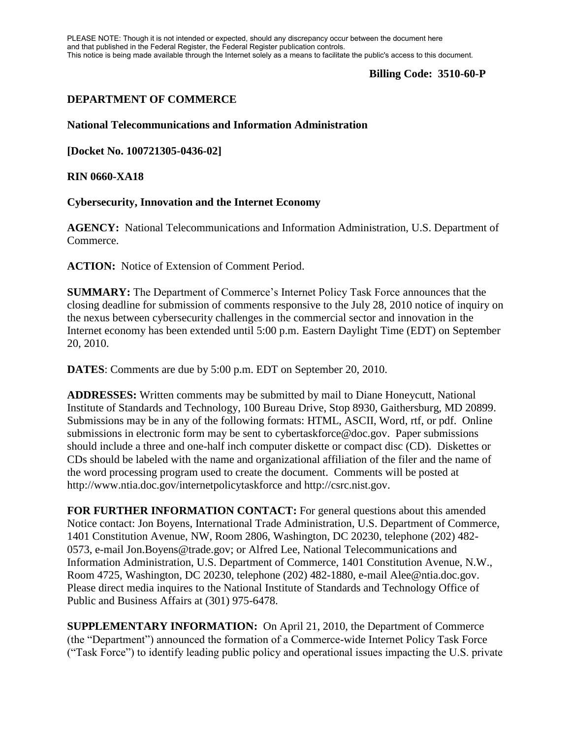PLEASE NOTE: Though it is not intended or expected, should any discrepancy occur between the document here and that published in the Federal Register, the Federal Register publication controls. This notice is being made available through the Internet solely as a means to facilitate the public's access to this document.

**Billing Code: 3510-60-P**

**DEPARTMENT OF COMMERCE**

**National Telecommunications and Information Administration**

**[Docket No. 100721305-0436-02]**

**RIN 0660-XA18**

**Cybersecurity, Innovation and the Internet Economy**

**AGENCY:** National Telecommunications and Information Administration, U.S. Department of Commerce.

**ACTION:** Notice of Extension of Comment Period.

**SUMMARY:** The Department of Commerce's Internet Policy Task Force announces that the closing deadline for submission of comments responsive to the July 28, 2010 notice of inquiry on the nexus between cybersecurity challenges in the commercial sector and innovation in the Internet economy has been extended until 5:00 p.m. Eastern Daylight Time (EDT) on September 20, 2010.

**DATES**: Comments are due by 5:00 p.m. EDT on September 20, 2010.

**ADDRESSES:** Written comments may be submitted by mail to Diane Honeycutt, National Institute of Standards and Technology, 100 Bureau Drive, Stop 8930, Gaithersburg, MD 20899. Submissions may be in any of the following formats: HTML, ASCII, Word, rtf, or pdf. Online submissions in electronic form may be sent to cybertaskforce@doc.gov. Paper submissions should include a three and one-half inch computer diskette or compact disc (CD). Diskettes or CDs should be labeled with the name and organizational affiliation of the filer and the name of the word processing program used to create the document. Comments will be posted at http://www.ntia.doc.gov/internetpolicytaskforce and http://csrc.nist.gov.

**FOR FURTHER INFORMATION CONTACT:** For general questions about this amended Notice contact: Jon Boyens, International Trade Administration, U.S. Department of Commerce, 1401 Constitution Avenue, NW, Room 2806, Washington, DC 20230, telephone (202) 482-0573, e-mail Jon.Boyens@trade.gov; or Alfred Lee, National Telecommunications and Information Administration, U.S. Department of Commerce, 1401 Constitution Avenue, N.W., Room 4725, Washington, DC 20230, telephone (202) 482-1880, e-mail Alee@ntia.doc.gov. Please direct media inquires to the National Institute of Standards and Technology Office of Public and Business Affairs at (301) 975-6478.

**SUPPLEMENTARY INFORMATION:** On April 21, 2010, the Department of Commerce (the "Department") announced the formation of a Commerce-wide Internet Policy Task Force ("Task Force") to identify leading public policy and operational issues impacting the U.S. private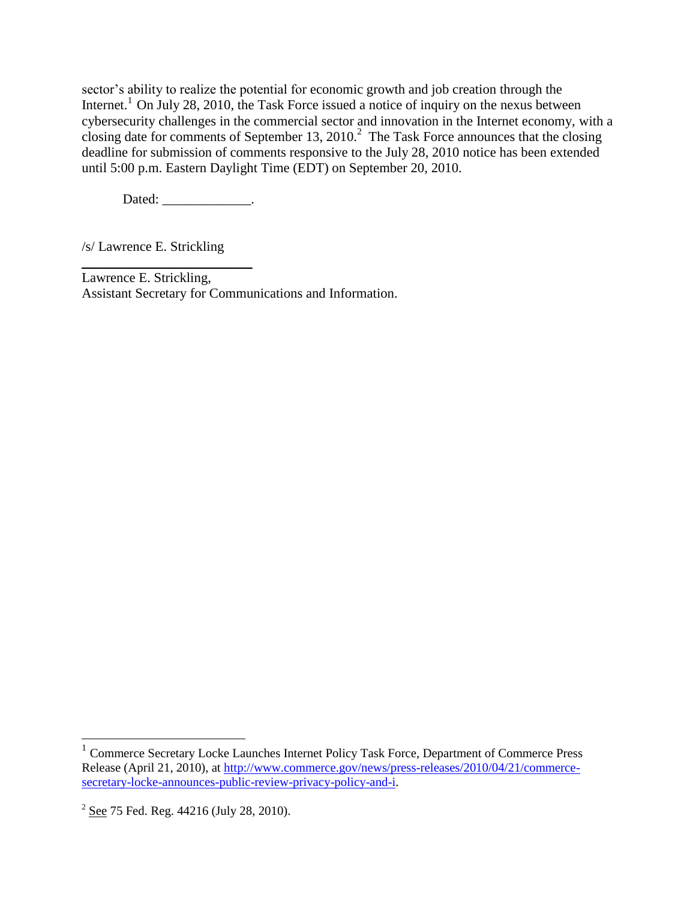sector's ability to realize the potential for economic growth and job creation through the Internet.[1] On July 28, 2010, the Task Force issued a notice of inquiry on the nexus between cybersecurity challenges in the commercial sector and innovation in the Internet economy, with a closing date for comments of September 13, 2010.[2] The Task Force announces that the closing deadline for submission of comments responsive to the July 28, 2010 notice has been extended until 5:00 p.m. Eastern Daylight Time (EDT) on September 20, 2010.

Dated: _____________.

/s/ Lawrence E. Strickling

Lawrence E. Strickling,
Assistant Secretary for Communications and Information.

---

[1] Commerce Secretary Locke Launches Internet Policy Task Force, Department of Commerce Press Release (April 21, 2010), at http://www.commerce.gov/news/press-releases/2010/04/21/commerce-secretary-locke-announces-public-review-privacy-policy-and-i.

[2] See 75 Fed. Reg. 44216 (July 28, 2010).